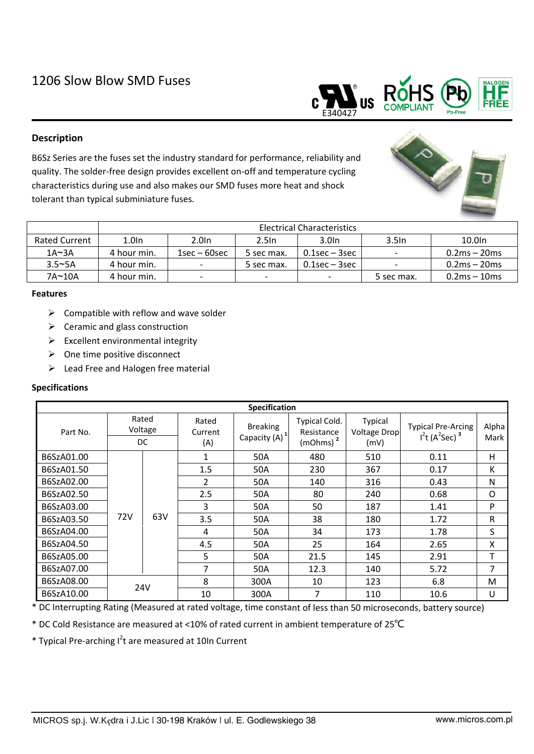# 1206 Slow Blow SMD Fuses

E340427

## Description

B6Sz Series are the fuses set the industry standard for performance, reliability and quality. The solder-free design provides excellent on-off and temperature cycling characteristics during use and also makes our SMD fuses more heat and shock tolerant than typical subminiature fuses.

| | Electrical Characteristics | | | | | |
|---|---|---|---|---|---|---|
| Rated Current | 1.0In | 2.0In | 2.5In | 3.0In | 3.5In | 10.0In |
| 1A~3A | 4 hour min. | 1sec – 60sec | 5 sec max. | 0.1sec – 3sec | - | 0.2ms – 20ms |
| 3.5~5A | 4 hour min. | - | 5 sec max. | 0.1sec – 3sec | - | 0.2ms – 20ms |
| 7A~10A | 4 hour min. | - | - | - | 5 sec max. | 0.2ms – 10ms |

### Features

- Compatible with reflow and wave solder
- Ceramic and glass construction
- Excellent environmental integrity
- One time positive disconnect
- Lead Free and Halogen free material

### Specifications

| Specification | | | | | | | | |
|---|---|---|---|---|---|---|---|---|
| Part No. | Rated Voltage DC | | Rated Current (A) | Breaking Capacity (A) [1] | Typical Cold. Resistance (mOhms) [2] | Typical Voltage Drop (mV) | Typical Pre-Arcing $I^2t$ ($A^2Sec$) [3] | Alpha Mark |
| B6SzA01.00 | 72V | 63V | 1 | 50A | 480 | 510 | 0.11 | H |
| B6SzA01.50 | 72V | 63V | 1.5 | 50A | 230 | 367 | 0.17 | K |
| B6SzA02.00 | 72V | 63V | 2 | 50A | 140 | 316 | 0.43 | N |
| B6SzA02.50 | 72V | 63V | 2.5 | 50A | 80 | 240 | 0.68 | O |
| B6SzA03.00 | 72V | 63V | 3 | 50A | 50 | 187 | 1.41 | P |
| B6SzA03.50 | 72V | 63V | 3.5 | 50A | 38 | 180 | 1.72 | R |
| B6SzA04.00 | 72V | 63V | 4 | 50A | 34 | 173 | 1.78 | S |
| B6SzA04.50 | 72V | 63V | 4.5 | 50A | 25 | 164 | 2.65 | X |
| B6SzA05.00 | 72V | 63V | 5 | 50A | 21.5 | 145 | 2.91 | T |
| B6SzA07.00 | 72V | 63V | 7 | 50A | 12.3 | 140 | 5.72 | 7 |
| B6SzA08.00 | 24V | | 8 | 300A | 10 | 123 | 6.8 | M |
| B6SzA10.00 | 24V | | 10 | 300A | 7 | 110 | 10.6 | U |

* DC Interrupting Rating (Measured at rated voltage, time constant of less than 50 microseconds, battery source)

* DC Cold Resistance are measured at <10% of rated current in ambient temperature of 25℃

* Typical Pre-arching $I^2t$ are measured at 10In Current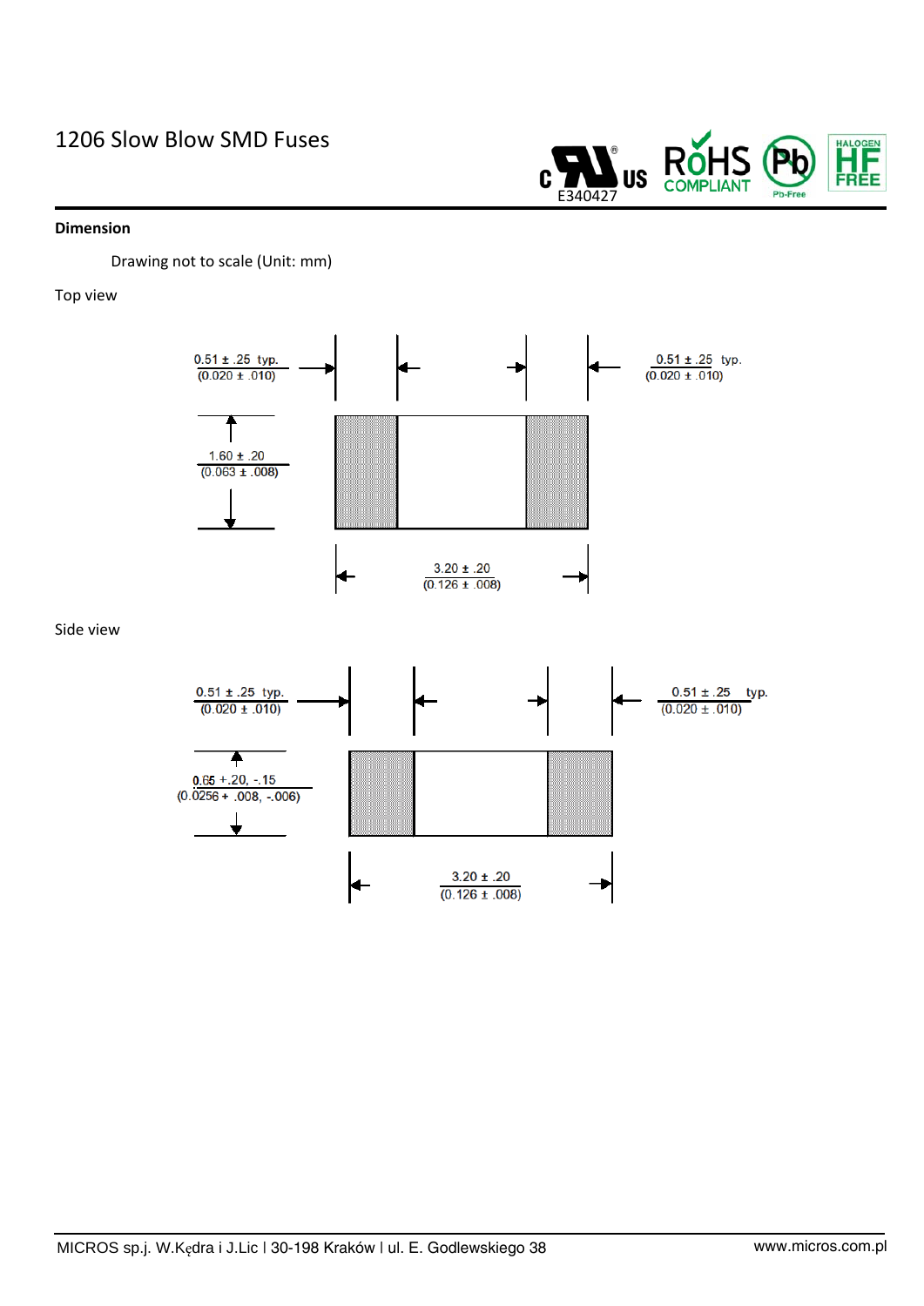# 1206 Slow Blow SMD Fuses

**Dimension**

Drawing not to scale (Unit: mm)

Top view

0.51 ± .25 typ.
(0.020 ± .010)

0.51 ± .25 typ.
(0.020 ± .010)

1.60 ± .20
(0.063 ± .008)

3.20 ± .20
(0.126 ± .008)

Side view

0.51 ± .25 typ.
(0.020 ± .010)

0.51 ± .25 typ.
(0.020 ± .010)

0.65 +.20, -.15
(0.0256 + .008, -.006)

3.20 ± .20
(0.126 ± .008)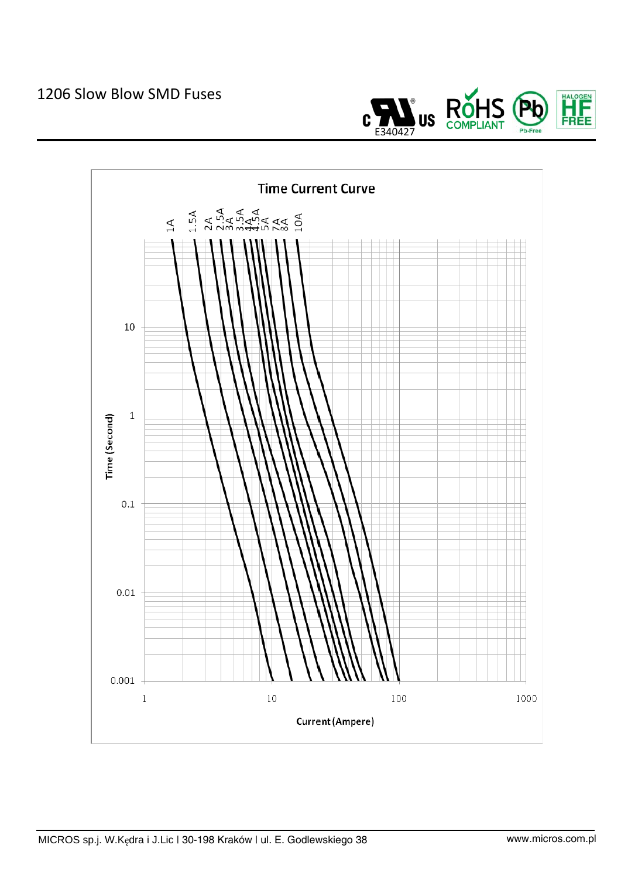# 1206 Slow Blow SMD Fuses

E340427

RoHS COMPLIANT

Pb-Free

HALOGEN HF FREE

Time Current Curve

1A 1.5A 2A 2.5A 3A 3.5A 4A 4.5A 5A 7A 8A 10A

Time (Second)

10

1

0.1

0.01

0.001

1

10

100

1000

Current (Ampere)

MICROS sp.j. W.Kędra i J.Lic | 30-198 Kraków | ul. E. Godlewskiego 38

www.micros.com.pl